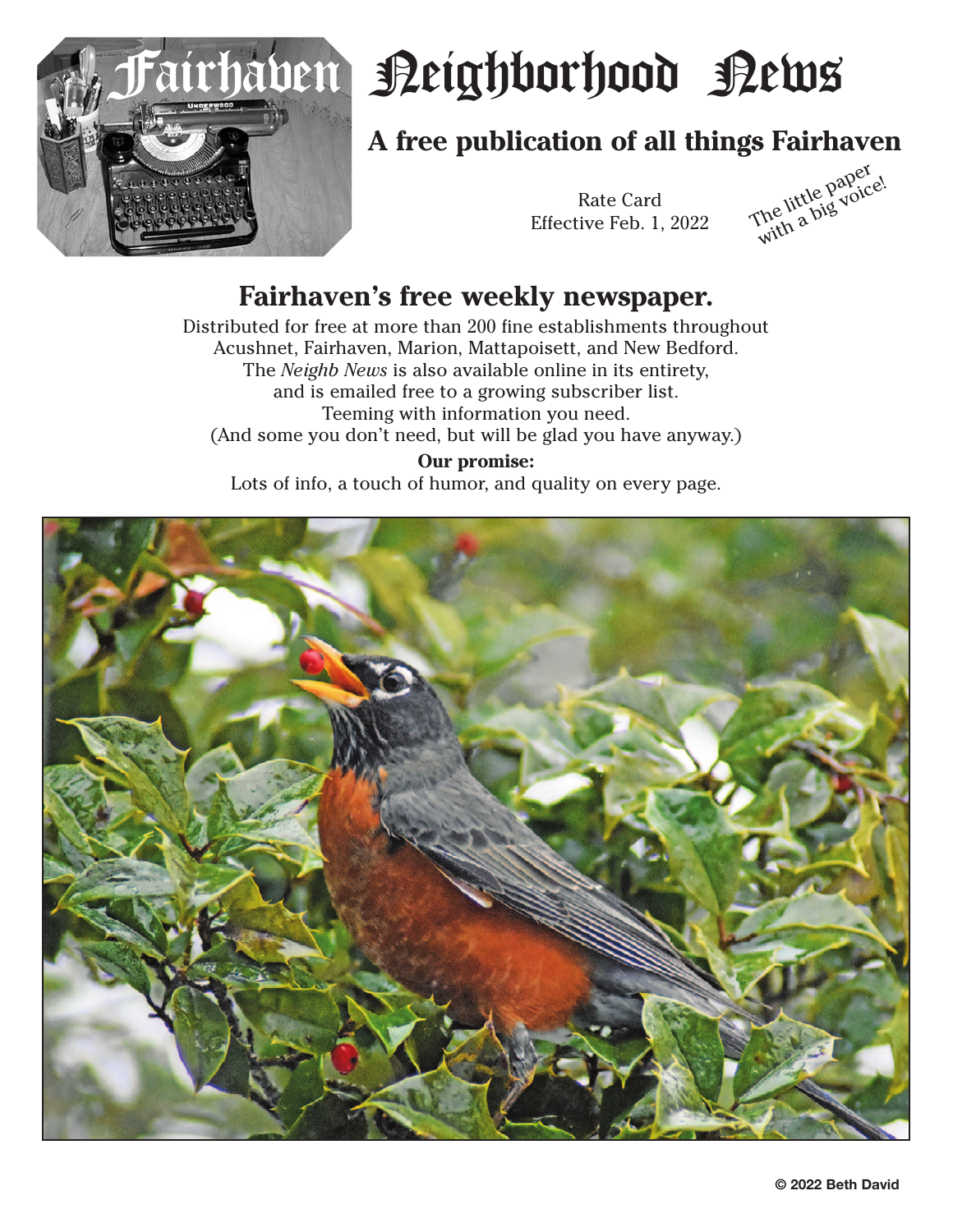# Fairhaven Neighborhood News

## A free publication of all things Fairhaven

Rate Card
Effective Feb. 1, 2022

The little paper with a big voice!

## Fairhaven's free weekly newspaper.

Distributed for free at more than 200 fine establishments throughout Acushnet, Fairhaven, Marion, Mattapoisett, and New Bedford.
The *Neighb News* is also available online in its entirety, and is emailed free to a growing subscriber list.
Teeming with information you need.
(And some you don't need, but will be glad you have anyway.)

**Our promise:**
Lots of info, a touch of humor, and quality on every page.

© 2022 Beth David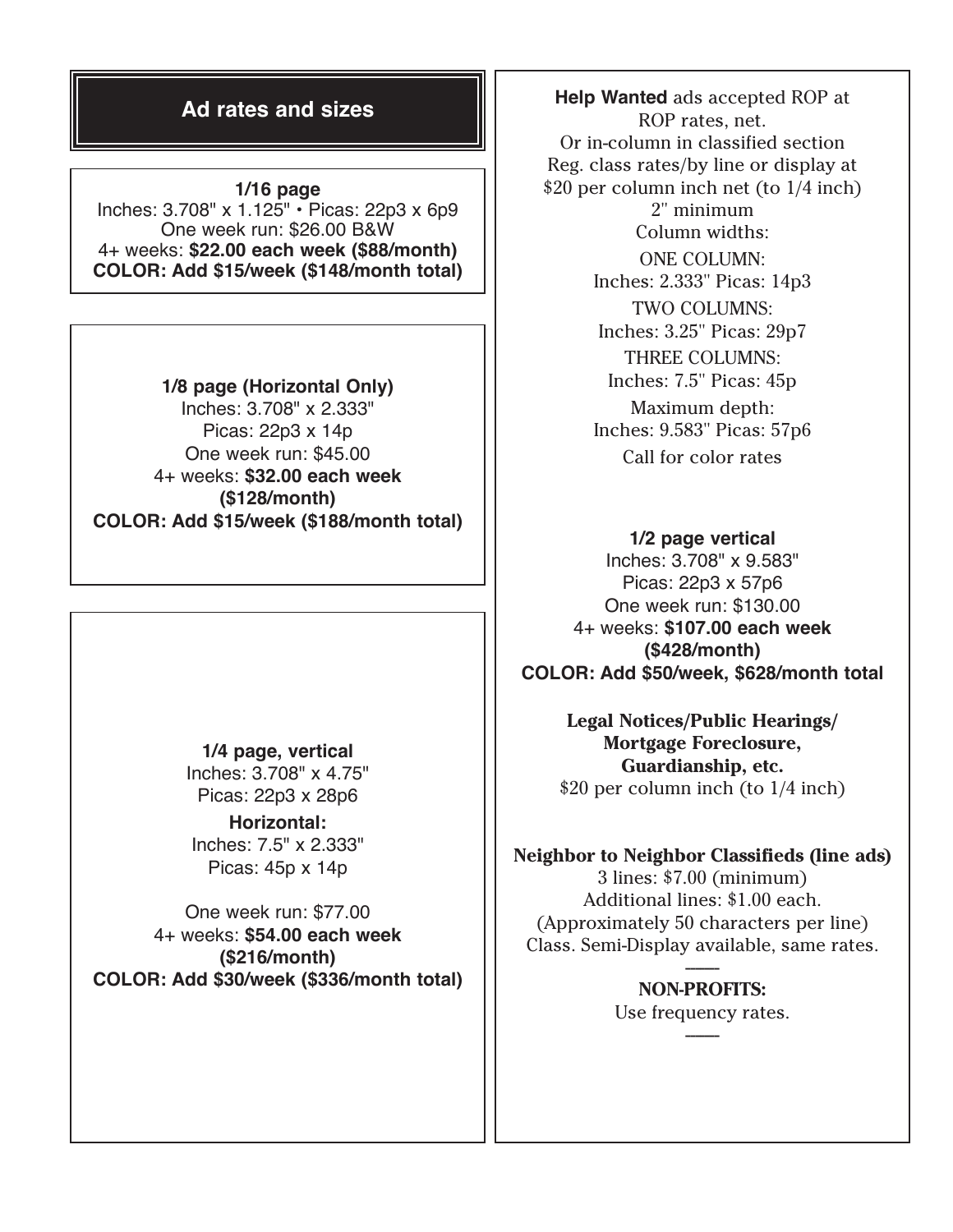## Ad rates and sizes

**1/16 page**
Inches: 3.708" x 1.125" • Picas: 22p3 x 6p9
One week run: $26.00 B&W
4+ weeks: **$22.00 each week ($88/month)**
**COLOR: Add $15/week ($148/month total)**

**1/8 page (Horizontal Only)**
Inches: 3.708" x 2.333"
Picas: 22p3 x 14p
One week run: $45.00
4+ weeks: **$32.00 each week ($128/month)**
**COLOR: Add $15/week ($188/month total)**

**1/4 page, vertical**
Inches: 3.708" x 4.75"
Picas: 22p3 x 28p6

**Horizontal:**
Inches: 7.5" x 2.333"
Picas: 45p x 14p

One week run: $77.00
4+ weeks: **$54.00 each week ($216/month)**
**COLOR: Add $30/week ($336/month total)**

**Help Wanted** ads accepted ROP at ROP rates, net.
Or in-column in classified section
Reg. class rates/by line or display at $20 per column inch net (to 1/4 inch)
2" minimum
Column widths:
ONE COLUMN:
Inches: 2.333" Picas: 14p3
TWO COLUMNS:
Inches: 3.25" Picas: 29p7
THREE COLUMNS:
Inches: 7.5" Picas: 45p
Maximum depth:
Inches: 9.583" Picas: 57p6
Call for color rates

**1/2 page vertical**
Inches: 3.708" x 9.583"
Picas: 22p3 x 57p6
One week run: $130.00
4+ weeks: **$107.00 each week ($428/month)**
**COLOR: Add $50/week, $628/month total**

**Legal Notices/Public Hearings/ Mortgage Foreclosure, Guardianship, etc.**
$20 per column inch (to 1/4 inch)

**Neighbor to Neighbor Classifieds (line ads)**
3 lines: $7.00 (minimum)
Additional lines: $1.00 each.
(Approximately 50 characters per line)
Class. Semi-Display available, same rates.

---

**NON-PROFITS:**
Use frequency rates.

---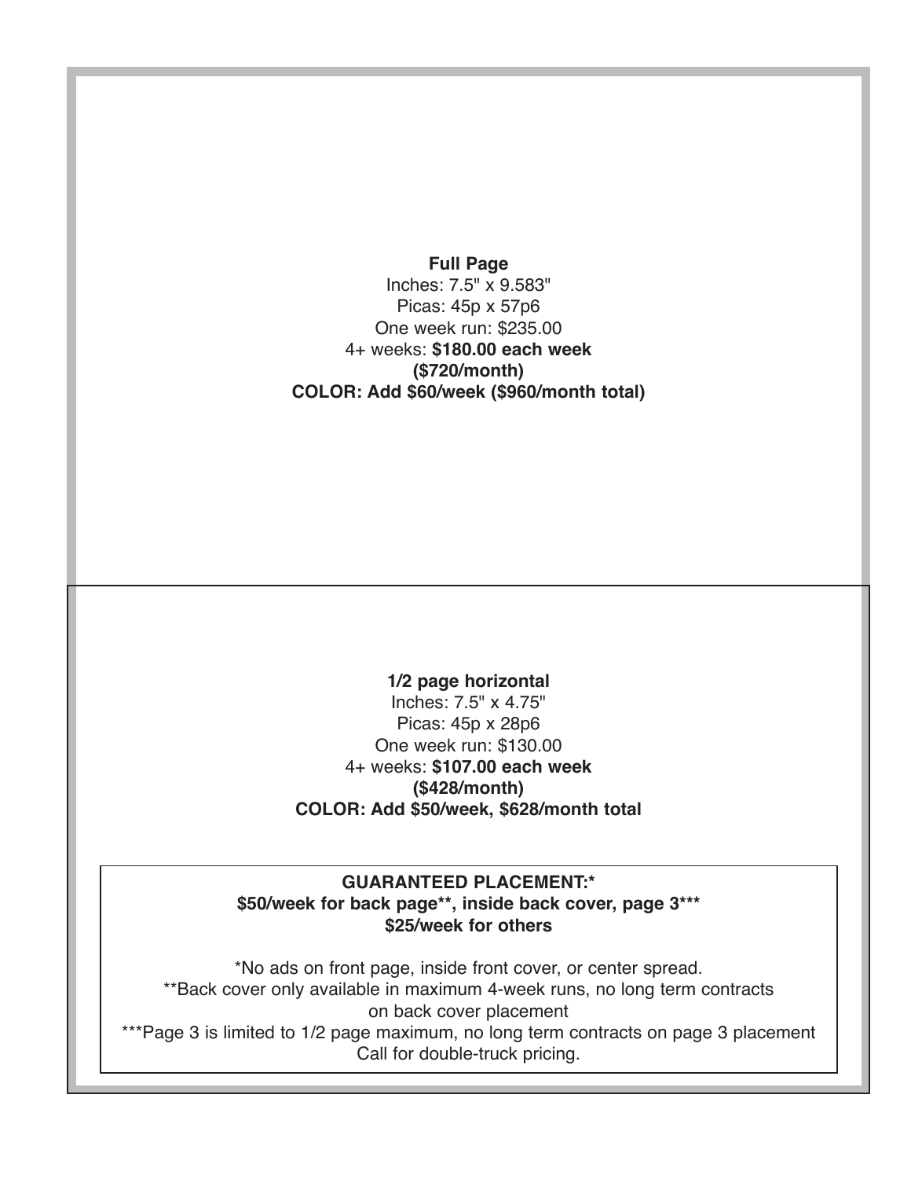**Full Page**
Inches: 7.5" x 9.583"
Picas: 45p x 57p6
One week run: $235.00
4+ weeks: **$180.00 each week**
**($720/month)**
**COLOR: Add $60/week ($960/month total)**

**1/2 page horizontal**
Inches: 7.5" x 4.75"
Picas: 45p x 28p6
One week run: $130.00
4+ weeks: **$107.00 each week**
**($428/month)**
**COLOR: Add $50/week, $628/month total**

**GUARANTEED PLACEMENT:***
**$50/week for back page**, inside back cover, page 3*****
**$25/week for others**

*No ads on front page, inside front cover, or center spread.
**Back cover only available in maximum 4-week runs, no long term contracts on back cover placement
***Page 3 is limited to 1/2 page maximum, no long term contracts on page 3 placement
Call for double-truck pricing.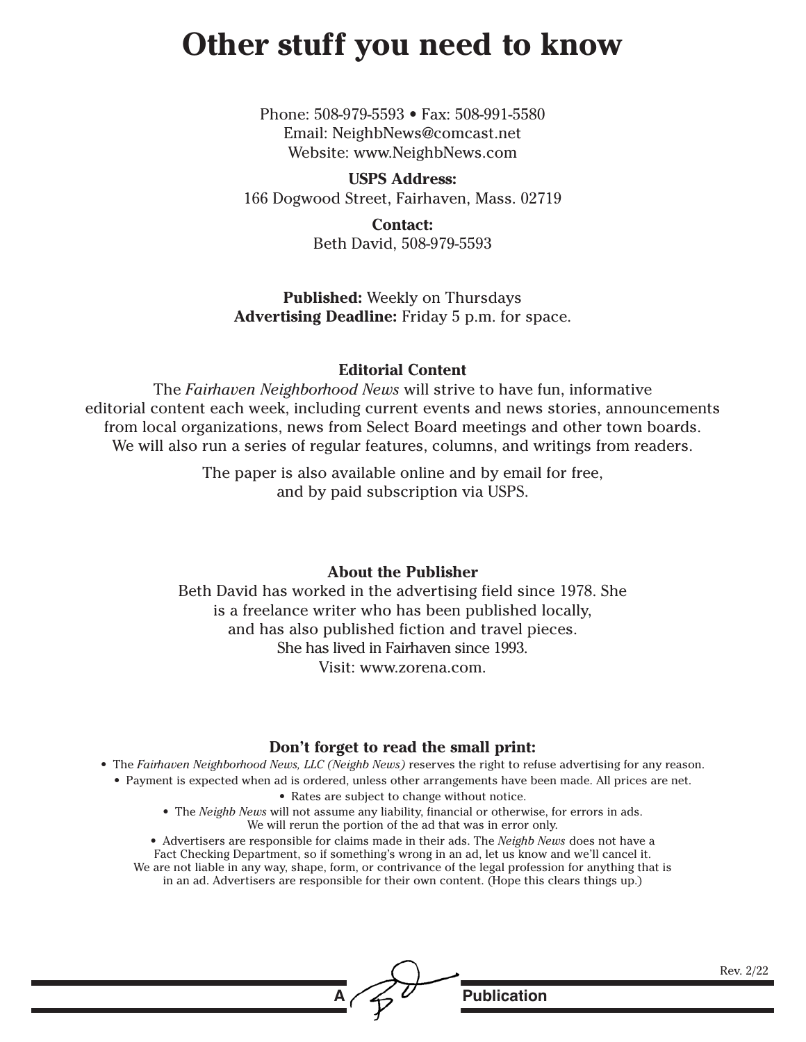# Other stuff you need to know

Phone: 508-979-5593 • Fax: 508-991-5580
Email: NeighbNews@comcast.net
Website: www.NeighbNews.com

**USPS Address:**
166 Dogwood Street, Fairhaven, Mass. 02719

**Contact:**
Beth David, 508-979-5593

**Published:** Weekly on Thursdays
**Advertising Deadline:** Friday 5 p.m. for space.

**Editorial Content**

The *Fairhaven Neighborhood News* will strive to have fun, informative editorial content each week, including current events and news stories, announcements from local organizations, news from Select Board meetings and other town boards. We will also run a series of regular features, columns, and writings from readers.

The paper is also available online and by email for free, and by paid subscription via USPS.

**About the Publisher**

Beth David has worked in the advertising field since 1978. She is a freelance writer who has been published locally, and has also published fiction and travel pieces. She has lived in Fairhaven since 1993. Visit: www.zorena.com.

**Don't forget to read the small print:**

- The *Fairhaven Neighborhood News, LLC (Neighb News)* reserves the right to refuse advertising for any reason.
- Payment is expected when ad is ordered, unless other arrangements have been made. All prices are net.
- Rates are subject to change without notice.
- The *Neighb News* will not assume any liability, financial or otherwise, for errors in ads. We will rerun the portion of the ad that was in error only.
- Advertisers are responsible for claims made in their ads. The *Neighb News* does not have a Fact Checking Department, so if something's wrong in an ad, let us know and we'll cancel it. We are not liable in any way, shape, form, or contrivance of the legal profession for anything that is in an ad. Advertisers are responsible for their own content. (Hope this clears things up.)

Rev. 2/22

A BD Publication